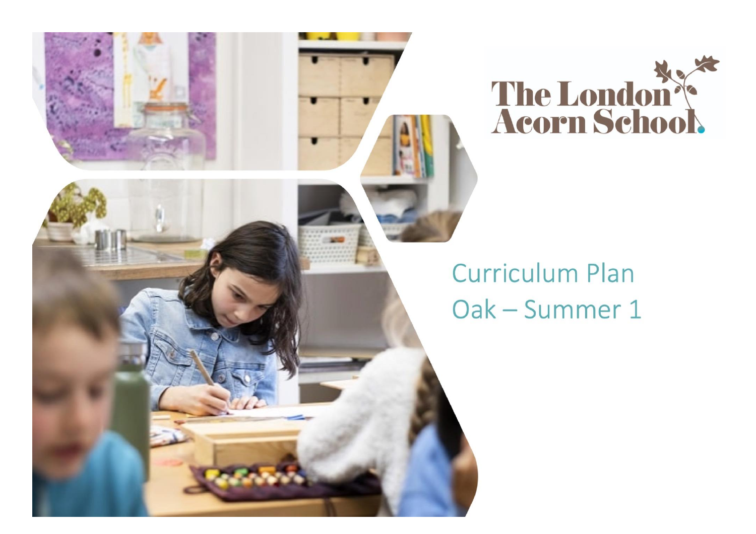The London Acorn School

# Curriculum Plan
# Oak – Summer 1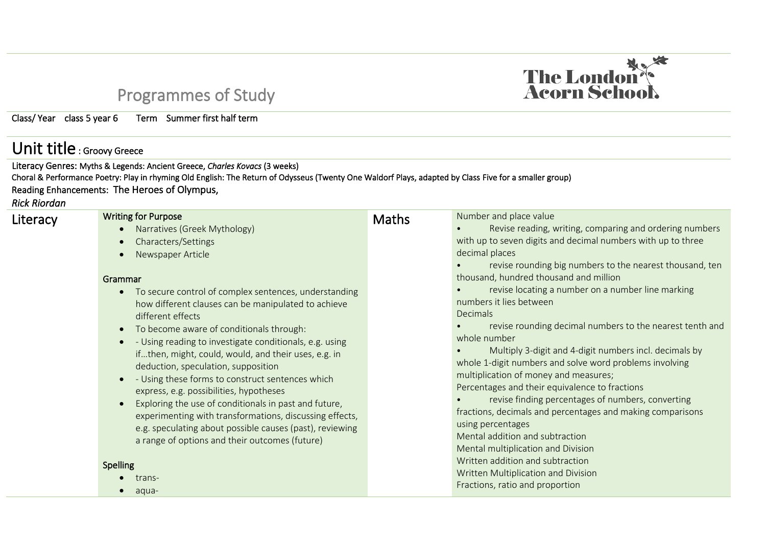# Programmes of Study

Class/ Year class 5 year 6 Term Summer first half term

## Unit title : Groovy Greece

Literacy Genres: Myths & Legends: Ancient Greece, *Charles Kovacs* (3 weeks)

Choral & Performance Poetry: Play in rhyming Old English: The Return of Odysseus (Twenty One Waldorf Plays, adapted by Class Five for a smaller group)

Reading Enhancements: The Heroes of Olympus, *Rick Riordan*

| Literacy | | Maths | |
|---|---|---|---|
| | **Writing for Purpose**<br>• Narratives (Greek Mythology)<br>• Characters/Settings<br>• Newspaper Article<br><br>**Grammar**<br>• To secure control of complex sentences, understanding how different clauses can be manipulated to achieve different effects<br>• To become aware of conditionals through:<br>• - Using reading to investigate conditionals, e.g. using if…then, might, could, would, and their uses, e.g. in deduction, speculation, supposition<br>• - Using these forms to construct sentences which express, e.g. possibilities, hypotheses<br>• Exploring the use of conditionals in past and future, experimenting with transformations, discussing effects, e.g. speculating about possible causes (past), reviewing a range of options and their outcomes (future)<br><br>**Spelling**<br>• trans-<br>• aqua- | | Number and place value<br>• Revise reading, writing, comparing and ordering numbers with up to seven digits and decimal numbers with up to three decimal places<br>• revise rounding big numbers to the nearest thousand, ten thousand, hundred thousand and million<br>• revise locating a number on a number line marking numbers it lies between<br>Decimals<br>• revise rounding decimal numbers to the nearest tenth and whole number<br>• Multiply 3-digit and 4-digit numbers incl. decimals by whole 1-digit numbers and solve word problems involving multiplication of money and measures;<br>Percentages and their equivalence to fractions<br>• revise finding percentages of numbers, converting fractions, decimals and percentages and making comparisons using percentages<br>Mental addition and subtraction<br>Mental multiplication and Division<br>Written addition and subtraction<br>Written Multiplication and Division<br>Fractions, ratio and proportion |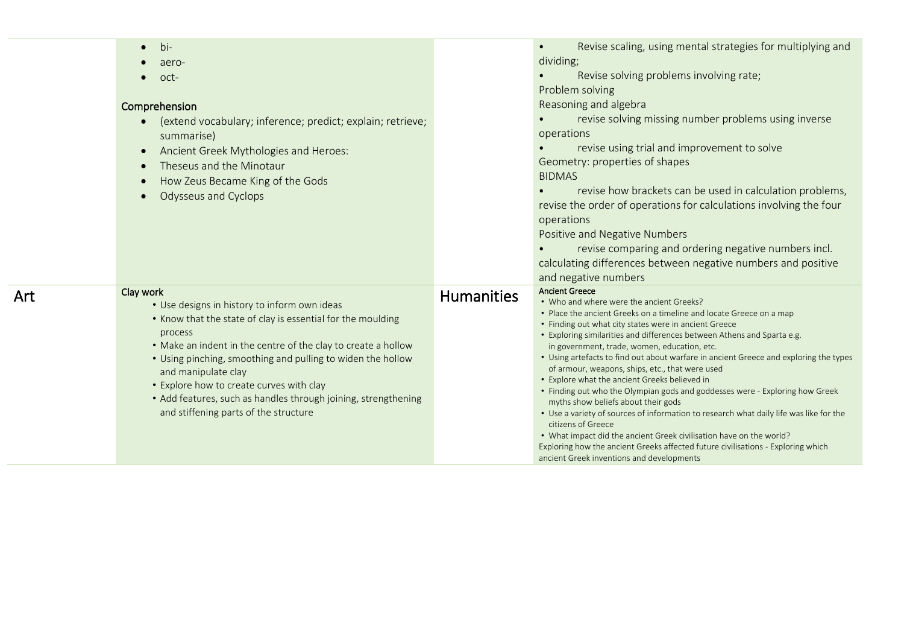| | | | |
|---|---|---|---|
| | • bi-<br>• aero-<br>• oct-<br><br>**Comprehension**<br>• (extend vocabulary; inference; predict; explain; retrieve; summarise)<br>• Ancient Greek Mythologies and Heroes:<br>• Theseus and the Minotaur<br>• How Zeus Became King of the Gods<br>• Odysseus and Cyclops | | • Revise scaling, using mental strategies for multiplying and dividing;<br>• Revise solving problems involving rate;<br>Problem solving<br>Reasoning and algebra<br>• revise solving missing number problems using inverse operations<br>• revise using trial and improvement to solve<br>Geometry: properties of shapes<br>BIDMAS<br>• revise how brackets can be used in calculation problems, revise the order of operations for calculations involving the four operations<br>Positive and Negative Numbers<br>• revise comparing and ordering negative numbers incl. calculating differences between negative numbers and positive and negative numbers |
| Art | **Clay work**<br>• Use designs in history to inform own ideas<br>• Know that the state of clay is essential for the moulding process<br>• Make an indent in the centre of the clay to create a hollow<br>• Using pinching, smoothing and pulling to widen the hollow and manipulate clay<br>• Explore how to create curves with clay<br>• Add features, such as handles through joining, strengthening and stiffening parts of the structure | Humanities | **Ancient Greece**<br>• Who and where were the ancient Greeks?<br>• Place the ancient Greeks on a timeline and locate Greece on a map<br>• Finding out what city states were in ancient Greece<br>• Exploring similarities and differences between Athens and Sparta e.g. in government, trade, women, education, etc.<br>• Using artefacts to find out about warfare in ancient Greece and exploring the types of armour, weapons, ships, etc., that were used<br>• Explore what the ancient Greeks believed in<br>• Finding out who the Olympian gods and goddesses were - Exploring how Greek myths show beliefs about their gods<br>• Use a variety of sources of information to research what daily life was like for the citizens of Greece<br>• What impact did the ancient Greek civilisation have on the world?<br>Exploring how the ancient Greeks affected future civilisations - Exploring which ancient Greek inventions and developments |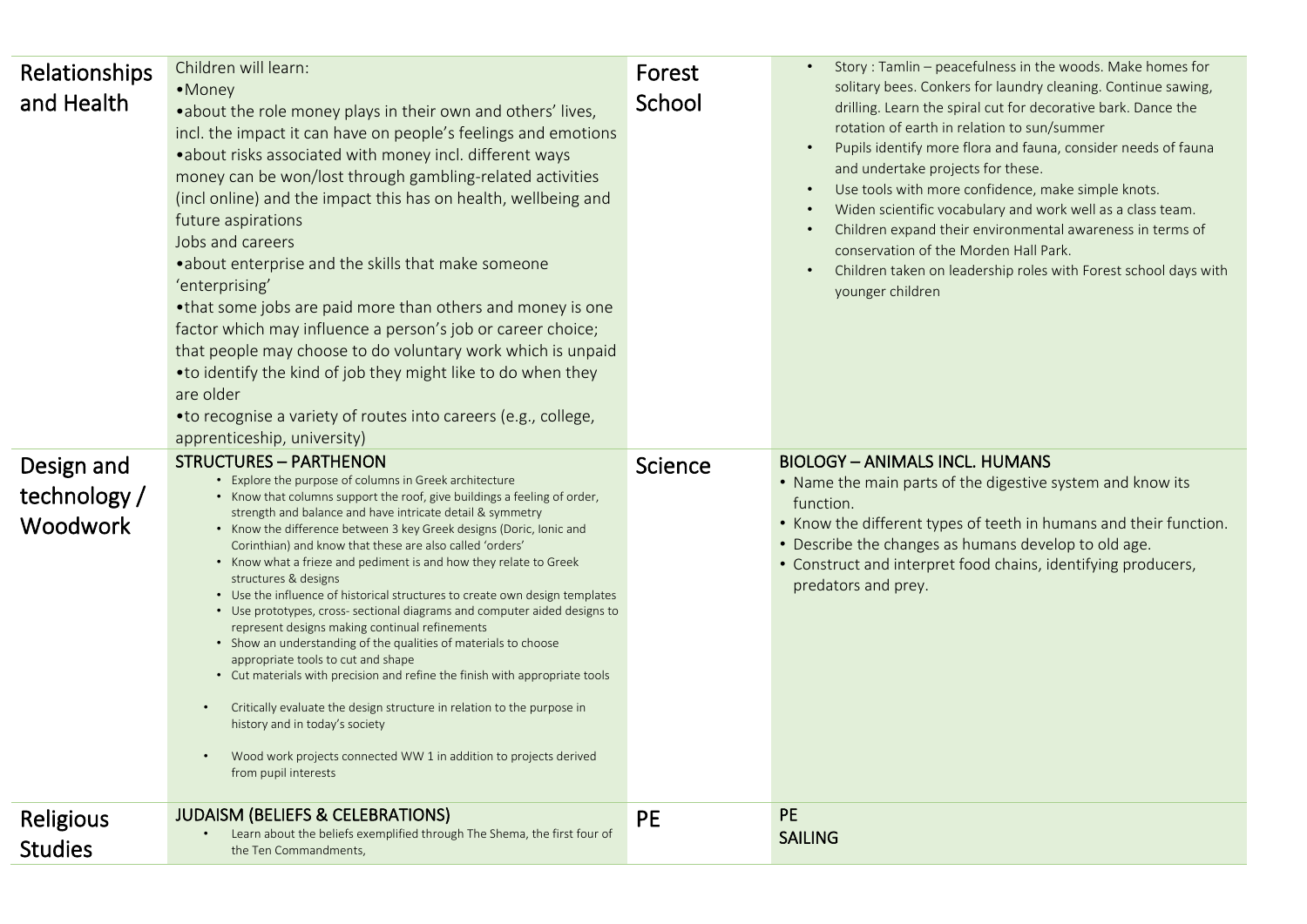| Subject | Content | Subject | Content |
|---|---|---|---|
| Relationships and Health | Children will learn:<br>•Money<br>•about the role money plays in their own and others' lives, incl. the impact it can have on people's feelings and emotions<br>•about risks associated with money incl. different ways money can be won/lost through gambling-related activities (incl online) and the impact this has on health, wellbeing and future aspirations<br>Jobs and careers<br>•about enterprise and the skills that make someone 'enterprising'<br>•that some jobs are paid more than others and money is one factor which may influence a person's job or career choice; that people may choose to do voluntary work which is unpaid<br>•to identify the kind of job they might like to do when they are older<br>•to recognise a variety of routes into careers (e.g., college, apprenticeship, university) | Forest School | • Story : Tamlin – peacefulness in the woods. Make homes for solitary bees. Conkers for laundry cleaning. Continue sawing, drilling. Learn the spiral cut for decorative bark. Dance the rotation of earth in relation to sun/summer<br>• Pupils identify more flora and fauna, consider needs of fauna and undertake projects for these.<br>• Use tools with more confidence, make simple knots.<br>• Widen scientific vocabulary and work well as a class team.<br>• Children expand their environmental awareness in terms of conservation of the Morden Hall Park.<br>• Children taken on leadership roles with Forest school days with younger children |
| Design and technology / Woodwork | **STRUCTURES – PARTHENON**<br>• Explore the purpose of columns in Greek architecture<br>• Know that columns support the roof, give buildings a feeling of order, strength and balance and have intricate detail & symmetry<br>• Know the difference between 3 key Greek designs (Doric, Ionic and Corinthian) and know that these are also called 'orders'<br>• Know what a frieze and pediment is and how they relate to Greek structures & designs<br>• Use the influence of historical structures to create own design templates<br>• Use prototypes, cross- sectional diagrams and computer aided designs to represent designs making continual refinements<br>• Show an understanding of the qualities of materials to choose appropriate tools to cut and shape<br>• Cut materials with precision and refine the finish with appropriate tools<br>• Critically evaluate the design structure in relation to the purpose in history and in today's society<br>• Wood work projects connected WW 1 in addition to projects derived from pupil interests | Science | **BIOLOGY – ANIMALS INCL. HUMANS**<br>• Name the main parts of the digestive system and know its function.<br>• Know the different types of teeth in humans and their function.<br>• Describe the changes as humans develop to old age.<br>• Construct and interpret food chains, identifying producers, predators and prey. |
| Religious Studies | **JUDAISM (BELIEFS & CELEBRATIONS)**<br>• Learn about the beliefs exemplified through The Shema, the first four of the Ten Commandments, | PE | **PE**<br>**SAILING** |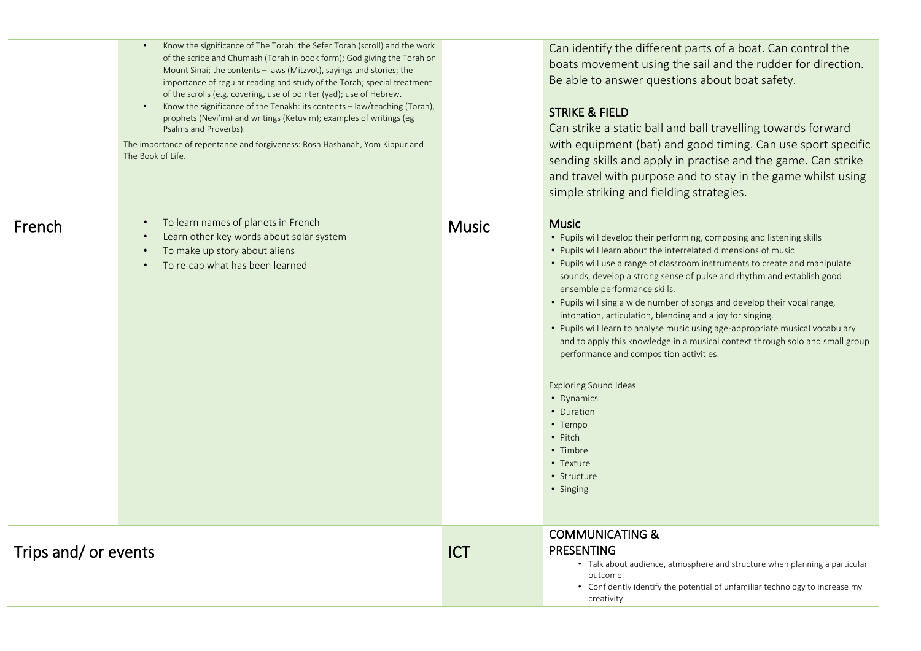| | | | |
|---|---|---|---|
| | • Know the significance of The Torah: the Sefer Torah (scroll) and the work of the scribe and Chumash (Torah in book form); God giving the Torah on Mount Sinai; the contents – laws (Mitzvot), sayings and stories; the importance of regular reading and study of the Torah; special treatment of the scrolls (e.g. covering, use of pointer (yad); use of Hebrew.<br>• Know the significance of the Tenakh: its contents – law/teaching (Torah), prophets (Nevi'im) and writings (Ketuvim); examples of writings (eg Psalms and Proverbs).<br><br>The importance of repentance and forgiveness: Rosh Hashanah, Yom Kippur and The Book of Life. | | Can identify the different parts of a boat. Can control the boats movement using the sail and the rudder for direction. Be able to answer questions about boat safety.<br><br>**STRIKE & FIELD**<br>Can strike a static ball and ball travelling towards forward with equipment (bat) and good timing. Can use sport specific sending skills and apply in practise and the game. Can strike and travel with purpose and to stay in the game whilst using simple striking and fielding strategies. |
| **French** | • To learn names of planets in French<br>• Learn other key words about solar system<br>• To make up story about aliens<br>• To re-cap what has been learned | **Music** | **Music**<br>• Pupils will develop their performing, composing and listening skills<br>• Pupils will learn about the interrelated dimensions of music<br>• Pupils will use a range of classroom instruments to create and manipulate sounds, develop a strong sense of pulse and rhythm and establish good ensemble performance skills.<br>• Pupils will sing a wide number of songs and develop their vocal range, intonation, articulation, blending and a joy for singing.<br>• Pupils will learn to analyse music using age-appropriate musical vocabulary and to apply this knowledge in a musical context through solo and small group performance and composition activities.<br><br>Exploring Sound Ideas<br>• Dynamics<br>• Duration<br>• Tempo<br>• Pitch<br>• Timbre<br>• Texture<br>• Structure<br>• Singing |
| **Trips and/ or events** | | **ICT** | **COMMUNICATING & PRESENTING**<br>• Talk about audience, atmosphere and structure when planning a particular outcome.<br>• Confidently identify the potential of unfamiliar technology to increase my creativity. |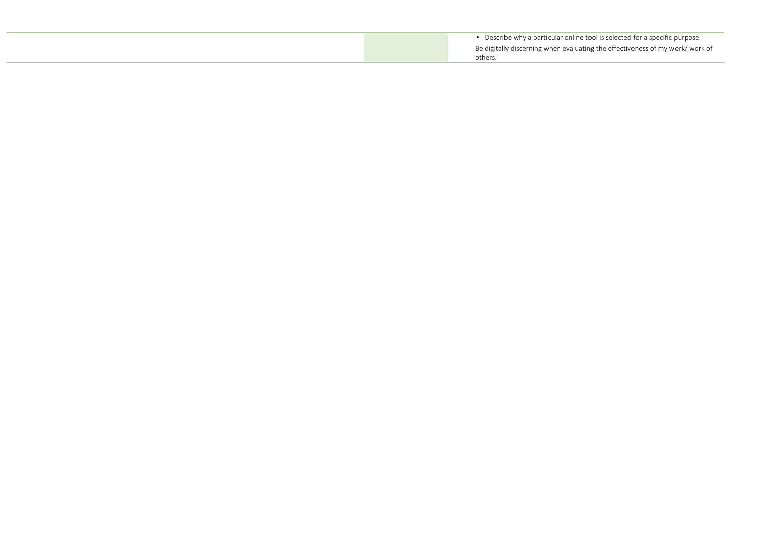| | | |
|---|---|---|
| | | • Describe why a particular online tool is selected for a specific purpose.<br>Be digitally discerning when evaluating the effectiveness of my work/ work of others. |